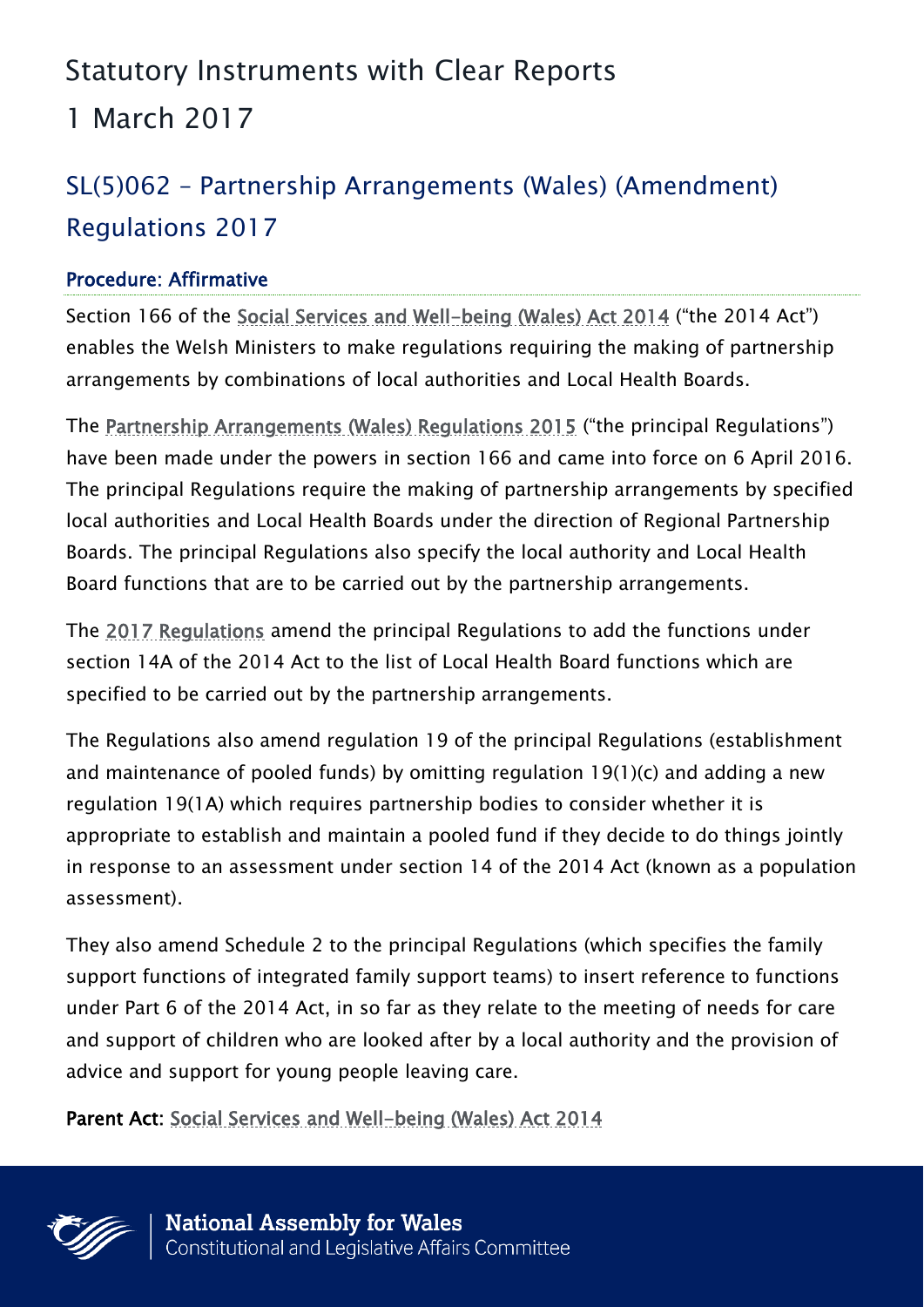# Statutory Instruments with Clear Reports

# 1 March 2017

## SL(5)062 – Partnership Arrangements (Wales) (Amendment) Regulations 2017

### Procedure: Affirmative

Section 166 of the Social Services and Well-being (Wales) Act 2014 ("the 2014 Act") enables the Welsh Ministers to make regulations requiring the making of partnership arrangements by combinations of local authorities and Local Health Boards.

The Partnership Arrangements (Wales) Regulations 2015 ("the principal Regulations") have been made under the powers in section 166 and came into force on 6 April 2016. The principal Regulations require the making of partnership arrangements by specified local authorities and Local Health Boards under the direction of Regional Partnership Boards. The principal Regulations also specify the local authority and Local Health Board functions that are to be carried out by the partnership arrangements.

The 2017 Regulations amend the principal Regulations to add the functions under section 14A of the 2014 Act to the list of Local Health Board functions which are specified to be carried out by the partnership arrangements.

The Regulations also amend regulation 19 of the principal Regulations (establishment and maintenance of pooled funds) by omitting regulation 19(1)(c) and adding a new regulation 19(1A) which requires partnership bodies to consider whether it is appropriate to establish and maintain a pooled fund if they decide to do things jointly in response to an assessment under section 14 of the 2014 Act (known as a population assessment).

They also amend Schedule 2 to the principal Regulations (which specifies the family support functions of integrated family support teams) to insert reference to functions under Part 6 of the 2014 Act, in so far as they relate to the meeting of needs for care and support of children who are looked after by a local authority and the provision of advice and support for young people leaving care.

**Parent Act:** Social Services and Well-being (Wales) Act 2014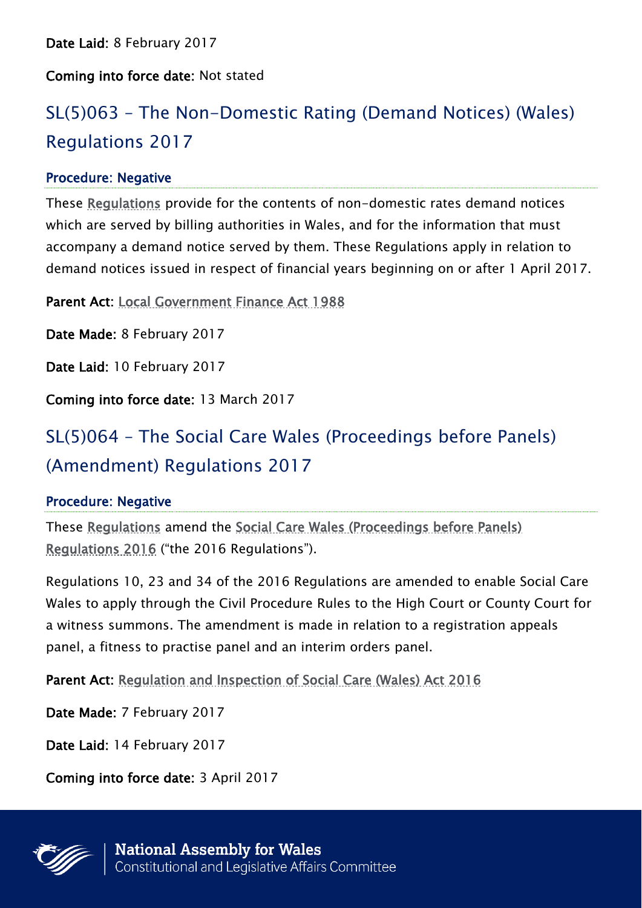**Date Laid:** 8 February 2017

**Coming into force date:** Not stated

## SL(5)063 – The Non-Domestic Rating (Demand Notices) (Wales) Regulations 2017

### Procedure: Negative

These Regulations provide for the contents of non-domestic rates demand notices which are served by billing authorities in Wales, and for the information that must accompany a demand notice served by them. These Regulations apply in relation to demand notices issued in respect of financial years beginning on or after 1 April 2017.

**Parent Act:** Local Government Finance Act 1988

**Date Made:** 8 February 2017

**Date Laid:** 10 February 2017

**Coming into force date:** 13 March 2017

## SL(5)064 – The Social Care Wales (Proceedings before Panels) (Amendment) Regulations 2017

### Procedure: Negative

These Regulations amend the Social Care Wales (Proceedings before Panels) Regulations 2016 ("the 2016 Regulations").

Regulations 10, 23 and 34 of the 2016 Regulations are amended to enable Social Care Wales to apply through the Civil Procedure Rules to the High Court or County Court for a witness summons. The amendment is made in relation to a registration appeals panel, a fitness to practise panel and an interim orders panel.

**Parent Act:** Regulation and Inspection of Social Care (Wales) Act 2016

**Date Made:** 7 February 2017

**Date Laid:** 14 February 2017

**Coming into force date:** 3 April 2017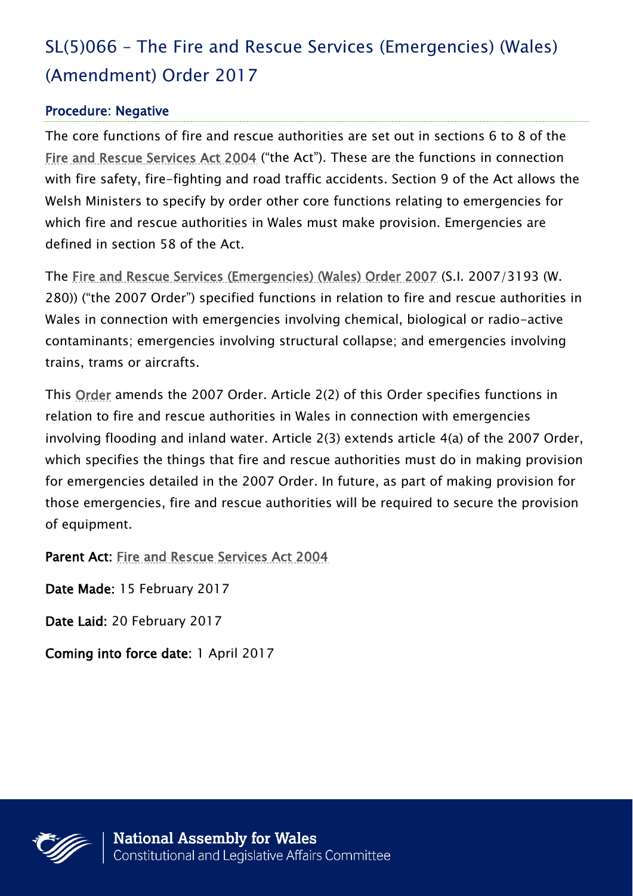# SL(5)066 – The Fire and Rescue Services (Emergencies) (Wales) (Amendment) Order 2017

## Procedure: Negative

The core functions of fire and rescue authorities are set out in sections 6 to 8 of the Fire and Rescue Services Act 2004 ("the Act"). These are the functions in connection with fire safety, fire-fighting and road traffic accidents. Section 9 of the Act allows the Welsh Ministers to specify by order other core functions relating to emergencies for which fire and rescue authorities in Wales must make provision. Emergencies are defined in section 58 of the Act.

The Fire and Rescue Services (Emergencies) (Wales) Order 2007 (S.I. 2007/3193 (W. 280)) ("the 2007 Order") specified functions in relation to fire and rescue authorities in Wales in connection with emergencies involving chemical, biological or radio-active contaminants; emergencies involving structural collapse; and emergencies involving trains, trams or aircrafts.

This Order amends the 2007 Order. Article 2(2) of this Order specifies functions in relation to fire and rescue authorities in Wales in connection with emergencies involving flooding and inland water. Article 2(3) extends article 4(a) of the 2007 Order, which specifies the things that fire and rescue authorities must do in making provision for emergencies detailed in the 2007 Order. In future, as part of making provision for those emergencies, fire and rescue authorities will be required to secure the provision of equipment.

**Parent Act:** Fire and Rescue Services Act 2004

**Date Made:** 15 February 2017

**Date Laid:** 20 February 2017

**Coming into force date:** 1 April 2017